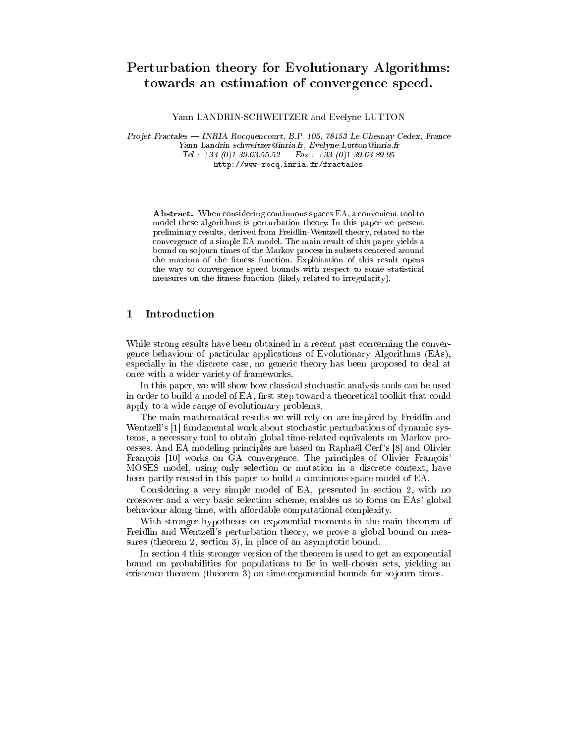# Perturbation theory for Evolutionary Algorithms: towards an estimation of convergence speed.

Yann LANDRIN-SCHWEITZER and Evelyne LUTTON

*Projet Fractales — INRIA Rocquencourt, B.P. 105, 78153 Le Chesnay Cedex, France*
*Yann.Landrin-schweitzer@inria.fr, Evelyne.Lutton@inria.fr*
*Tel : +33 (0)1 39.63.55.52 — Fax : +33 (0)1 39.63.89.95*
http://www-rocq.inria.fr/fractales

**Abstract.** When considering continuous spaces EA, a convenient tool to model these algorithms is perturbation theory. In this paper we present preliminary results, derived from Freidlin-Wentzell theory, related to the convergence of a simple EA model. The main result of this paper yields a bound on sojourn times of the Markov process in subsets centered around the maxima of the fitness function. Exploitation of this result opens the way to convergence speed bounds with respect to some statistical measures on the fitness function (likely related to irregularity).

## 1 Introduction

While strong results have been obtained in a recent past concerning the convergence behaviour of particular applications of Evolutionary Algorithms (EAs), especially in the discrete case, no generic theory has been proposed to deal at once with a wider variety of frameworks.

In this paper, we will show how classical stochastic analysis tools can be used in order to build a model of EA, first step toward a theoretical toolkit that could apply to a wide range of evolutionary problems.

The main mathematical results we will rely on are inspired by Freidlin and Wentzell's [1] fundamental work about stochastic perturbations of dynamic systems, a necessary tool to obtain global time-related equivalents on Markov processes. And EA modeling principles are based on Raphaël Cerf's [8] and Olivier François [10] works on GA convergence. The principles of Olivier François' MOSES model, using only selection or mutation in a discrete context, have been partly reused in this paper to build a continuous-space model of EA.

Considering a very simple model of EA, presented in section 2, with no crossover and a very basic selection scheme, enables us to focus on EAs' global behaviour along time, with affordable computational complexity.

With stronger hypotheses on exponential moments in the main theorem of Freidlin and Wentzell's perturbation theory, we prove a global bound on measures (theorem 2, section 3), in place of an asymptotic bound.

In section 4 this stronger version of the theorem is used to get an exponential bound on probabilities for populations to lie in well-chosen sets, yielding an existence theorem (theorem 3) on time-exponential bounds for sojourn times.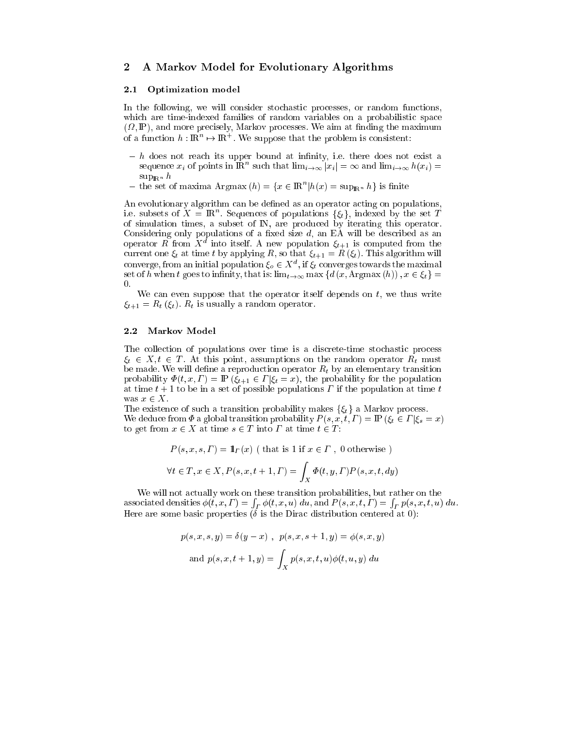## 2 A Markov Model for Evolutionary Algorithms

### 2.1 Optimization model

In the following, we will consider stochastic processes, or random functions, which are time-indexed families of random variables on a probabilistic space $(\Omega, \mathbb{P})$, and more precisely, Markov processes. We aim at finding the maximum of a function $h : \mathbb{R}^n \mapsto \mathbb{R}^+$. We suppose that the problem is consistent:

- $h$ does not reach its upper bound at infinity, i.e. there does not exist a sequence $x_i$ of points in $\mathbb{R}^n$ such that $\lim_{i\to\infty} |x_i| = \infty$ and $\lim_{i\to\infty} h(x_i) = \sup_{\mathbb{R}^n} h$
- the set of maxima $\text{Argmax}\,(h) = \{x \in \mathbb{R}^n | h(x) = \sup_{\mathbb{R}^n} h\}$ is finite

An evolutionary algorithm can be defined as an operator acting on populations, i.e. subsets of $X = \mathbb{R}^n$. Sequences of populations $\{\xi_t\}$, indexed by the set $T$ of simulation times, a subset of $\mathbb{N}$, are produced by iterating this operator. Considering only populations of a fixed size $d$, an EA will be described as an operator $R$ from $X^d$ into itself. A new population $\xi_{t+1}$ is computed from the current one $\xi_t$ at time $t$ by applying $R$, so that $\xi_{t+1} = R(\xi_t)$. This algorithm will converge, from an initial population $\xi_o \in X^d$, if $\xi_t$ converges towards the maximal set of $h$ when $t$ goes to infinity, that is: $\lim_{t\to\infty} \max\{d(x, \text{Argmax}\,(h)), x \in \xi_t\} = 0$.

We can even suppose that the operator itself depends on $t$, we thus write $\xi_{t+1} = R_t(\xi_t)$. $R_t$ is usually a random operator.

### 2.2 Markov Model

The collection of populations over time is a discrete-time stochastic process $\xi_t \in X, t \in T$. At this point, assumptions on the random operator $R_t$ must be made. We will define a reproduction operator $R_t$ by an elementary transition probability $\Phi(t, x, \Gamma) = \mathbb{P}(\xi_{t+1} \in \Gamma | \xi_t = x)$, the probability for the population at time $t+1$ to be in a set of possible populations $\Gamma$ if the population at time $t$ was $x \in X$.
The existence of such a transition probability makes $\{\xi_t\}$ a Markov process.
We deduce from $\Phi$ a global transition probability $P(s, x, t, \Gamma) = \mathbb{P}(\xi_t \in \Gamma | \xi_s = x)$ to get from $x \in X$ at time $s \in T$ into $\Gamma$ at time $t \in T$:

$$P(s, x, s, \Gamma) = \mathbb{1}_\Gamma(x) \text{ ( that is 1 if } x \in \Gamma \text{ , 0 otherwise )}$$

$$\forall t \in T, x \in X, P(s, x, t+1, \Gamma) = \int_X \Phi(t, y, \Gamma) P(s, x, t, dy)$$

We will not actually work on these transition probabilities, but rather on the associated densities $\phi(t, x, \Gamma) = \int_\Gamma \phi(t, x, u)\, du$, and $P(s, x, t, \Gamma) = \int_\Gamma p(s, x, t, u)\, du$. Here are some basic properties ($\delta$ is the Dirac distribution centered at 0):

$$p(s, x, s, y) = \delta(y - x) \ , \ \ p(s, x, s+1, y) = \phi(s, x, y)$$

$$\text{and } p(s, x, t+1, y) = \int_X p(s, x, t, u) \phi(t, u, y)\, du$$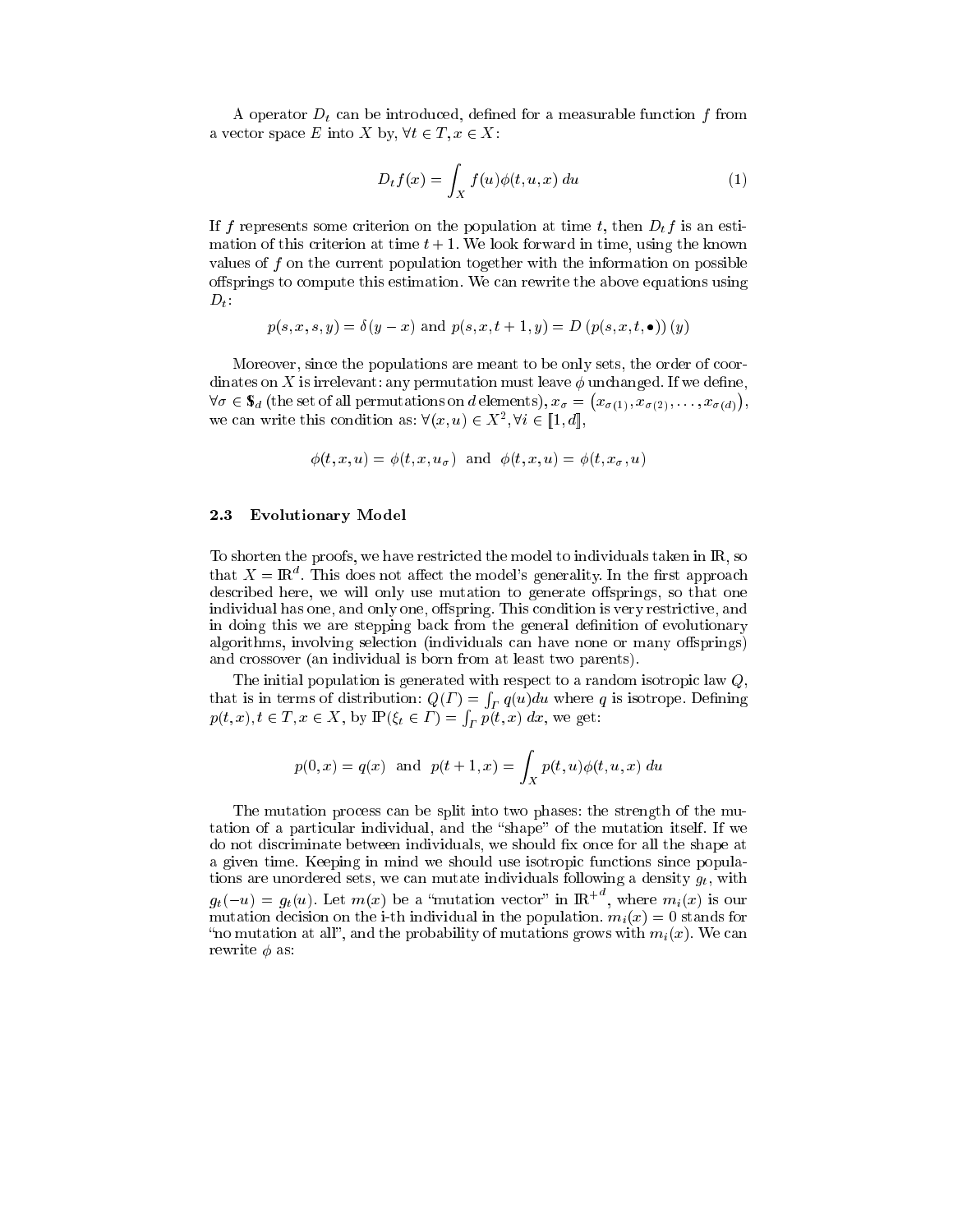A operator $D_t$ can be introduced, defined for a measurable function $f$ from a vector space $E$ into $X$ by, $\forall t \in T, x \in X$:

$$D_t f(x) = \int_X f(u)\phi(t,u,x)\, du \tag{1}$$

If $f$ represents some criterion on the population at time $t$, then $D_t f$ is an estimation of this criterion at time $t+1$. We look forward in time, using the known values of $f$ on the current population together with the information on possible offsprings to compute this estimation. We can rewrite the above equations using $D_t$:

$$p(s,x,s,y) = \delta(y-x) \text{ and } p(s,x,t+1,y) = D\left(p(s,x,t,\bullet)\right)(y)$$

Moreover, since the populations are meant to be only sets, the order of coordinates on $X$ is irrelevant: any permutation must leave $\phi$ unchanged. If we define, $\forall \sigma \in \mathfrak{S}_d$ (the set of all permutations on $d$ elements), $x_\sigma = \left(x_{\sigma(1)}, x_{\sigma(2)}, \ldots, x_{\sigma(d)}\right)$, we can write this condition as: $\forall (x,u) \in X^2, \forall i \in [\![1,d]\!]$,

$$\phi(t,x,u) = \phi(t,x,u_\sigma) \text{ and } \phi(t,x,u) = \phi(t,x_\sigma,u)$$

### 2.3 Evolutionary Model

To shorten the proofs, we have restricted the model to individuals taken in $\mathbb{R}$, so that $X = \mathbb{R}^d$. This does not affect the model's generality. In the first approach described here, we will only use mutation to generate offsprings, so that one individual has one, and only one, offspring. This condition is very restrictive, and in doing this we are stepping back from the general definition of evolutionary algorithms, involving selection (individuals can have none or many offsprings) and crossover (an individual is born from at least two parents).

The initial population is generated with respect to a random isotropic law $Q$, that is in terms of distribution: $Q(\Gamma) = \int_\Gamma q(u)du$ where $q$ is isotrope. Defining $p(t,x), t \in T, x \in X$, by $\mathbb{P}(\xi_t \in \Gamma) = \int_\Gamma p(t,x)\, dx$, we get:

$$p(0,x) = q(x) \text{ and } p(t+1,x) = \int_X p(t,u)\phi(t,u,x)\, du$$

The mutation process can be split into two phases: the strength of the mutation of a particular individual, and the "shape" of the mutation itself. If we do not discriminate between individuals, we should fix once for all the shape at a given time. Keeping in mind we should use isotropic functions since populations are unordered sets, we can mutate individuals following a density $g_t$, with $g_t(-u) = g_t(u)$. Let $m(x)$ be a "mutation vector" in $\mathbb{R}^{+d}$, where $m_i(x)$ is our mutation decision on the i-th individual in the population. $m_i(x) = 0$ stands for "no mutation at all", and the probability of mutations grows with $m_i(x)$. We can rewrite $\phi$ as: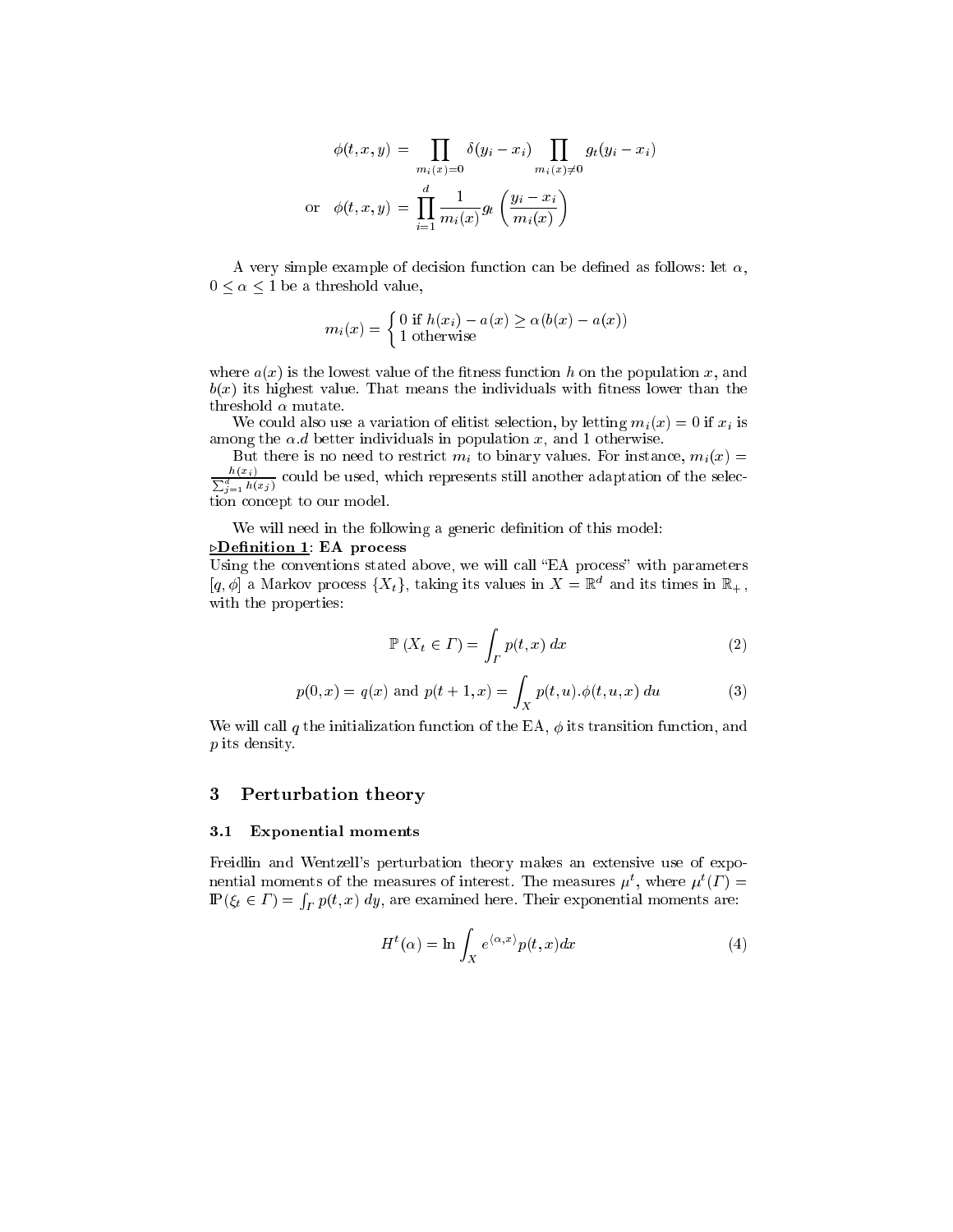$$\phi(t,x,y) = \prod_{m_i(x)=0} \delta(y_i - x_i) \prod_{m_i(x)\neq 0} g_t(y_i - x_i)$$

$$\text{or} \quad \phi(t,x,y) = \prod_{i=1}^{d} \frac{1}{m_i(x)} g_t\left(\frac{y_i - x_i}{m_i(x)}\right)$$

A very simple example of decision function can be defined as follows: let $\alpha$, $0 \leq \alpha \leq 1$ be a threshold value,

$$m_i(x) = \begin{cases} 0 \text{ if } h(x_i) - a(x) \geq \alpha(b(x) - a(x)) \\ 1 \text{ otherwise} \end{cases}$$

where $a(x)$ is the lowest value of the fitness function $h$ on the population $x$, and $b(x)$ its highest value. That means the individuals with fitness lower than the threshold $\alpha$ mutate.

We could also use a variation of elitist selection, by letting $m_i(x) = 0$ if $x_i$ is among the $\alpha.d$ better individuals in population $x$, and 1 otherwise.

But there is no need to restrict $m_i$ to binary values. For instance, $m_i(x) = \frac{h(x_i)}{\sum_{j=1}^{d} h(x_j)}$ could be used, which represents still another adaptation of the selection concept to our model.

We will need in the following a generic definition of this model:

**▷Definition 1: EA process**

Using the conventions stated above, we will call "EA process" with parameters $[q, \phi]$ a Markov process $\{X_t\}$, taking its values in $X = \mathbb{R}^d$ and its times in $\mathbb{R}_+$, with the properties:

$$\mathbb{P}(X_t \in \Gamma) = \int_\Gamma p(t,x)\, dx \tag{2}$$

$$p(0,x) = q(x) \text{ and } p(t+1,x) = \int_X p(t,u).\phi(t,u,x)\, du \tag{3}$$

We will call $q$ the initialization function of the EA, $\phi$ its transition function, and $p$ its density.

## 3 Perturbation theory

### 3.1 Exponential moments

Freidlin and Wentzell's perturbation theory makes an extensive use of exponential moments of the measures of interest. The measures $\mu^t$, where $\mu^t(\Gamma) = \mathbb{P}(\xi_t \in \Gamma) = \int_\Gamma p(t,x)\, dy$, are examined here. Their exponential moments are:

$$H^t(\alpha) = \ln \int_X e^{\langle \alpha, x \rangle} p(t,x) dx \tag{4}$$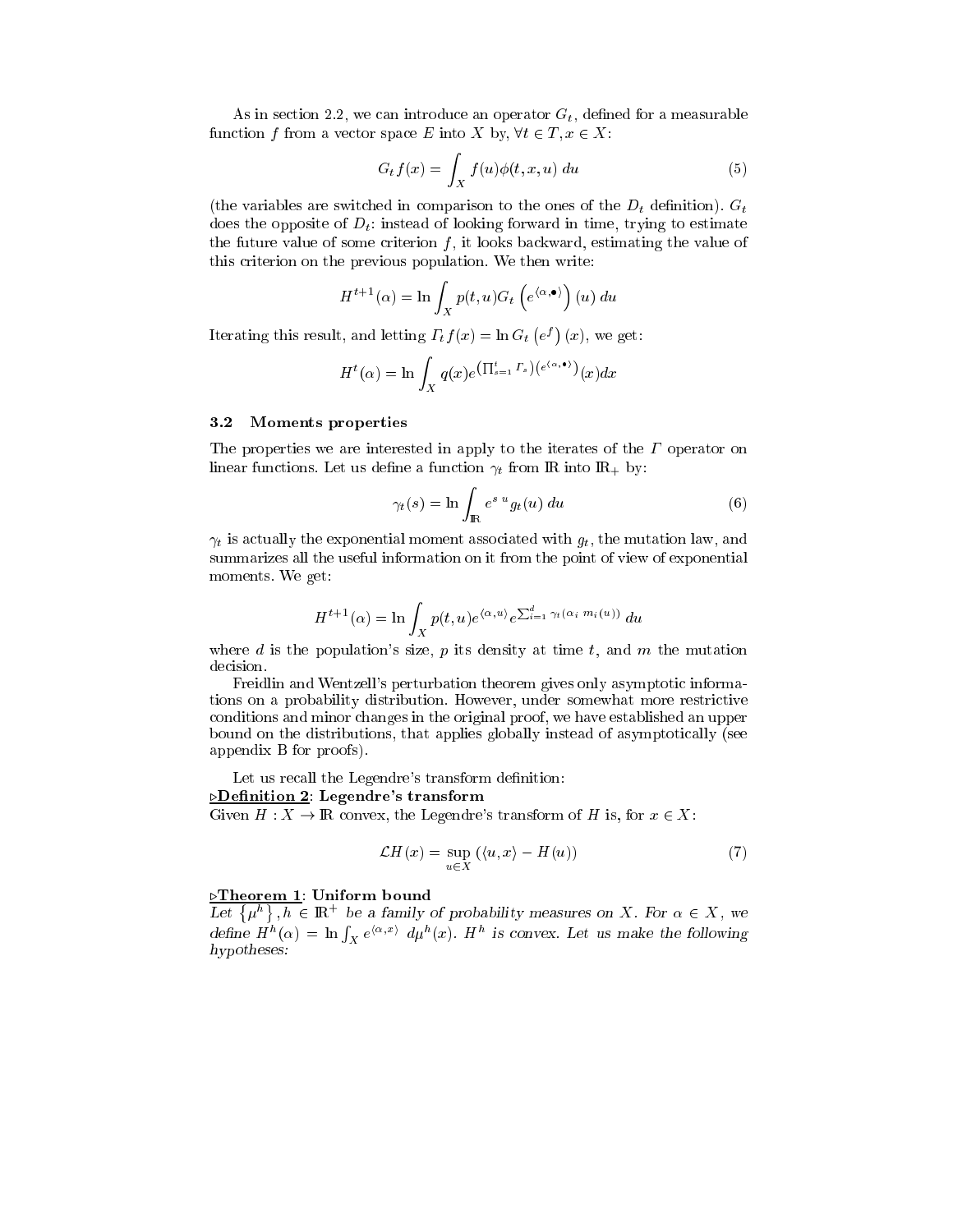As in section 2.2, we can introduce an operator $G_t$, defined for a measurable function $f$ from a vector space $E$ into $X$ by, $\forall t \in T, x \in X$:

$$G_t f(x) = \int_X f(u)\phi(t,x,u)\; du \tag{5}$$

(the variables are switched in comparison to the ones of the $D_t$ definition). $G_t$ does the opposite of $D_t$: instead of looking forward in time, trying to estimate the future value of some criterion $f$, it looks backward, estimating the value of this criterion on the previous population. We then write:

$$H^{t+1}(\alpha) = \ln \int_X p(t,u) G_t\left(e^{\langle \alpha, \bullet \rangle}\right)(u)\; du$$

Iterating this result, and letting $\Gamma_t f(x) = \ln G_t\left(e^f\right)(x)$, we get:

$$H^t(\alpha) = \ln \int_X q(x) e^{\left(\prod_{s=1}^t \Gamma_s\right)\left(e^{\langle \alpha, \bullet \rangle}\right)}(x) dx$$

### 3.2 Moments properties

The properties we are interested in apply to the iterates of the $\Gamma$ operator on linear functions. Let us define a function $\gamma_t$ from $\mathbb{R}$ into $\mathbb{R}_+$ by:

$$\gamma_t(s) = \ln \int_{\mathbb{R}} e^{s\; u} g_t(u)\; du \tag{6}$$

$\gamma_t$ is actually the exponential moment associated with $g_t$, the mutation law, and summarizes all the useful information on it from the point of view of exponential moments. We get:

$$H^{t+1}(\alpha) = \ln \int_X p(t,u) e^{\langle \alpha, u \rangle} e^{\sum_{i=1}^d \gamma_t(\alpha_i\; m_i(u))}\; du$$

where $d$ is the population's size, $p$ its density at time $t$, and $m$ the mutation decision.

Freidlin and Wentzell's perturbation theorem gives only asymptotic informations on a probability distribution. However, under somewhat more restrictive conditions and minor changes in the original proof, we have established an upper bound on the distributions, that applies globally instead of asymptotically (see appendix B for proofs).

Let us recall the Legendre's transform definition:

**▷Definition 2: Legendre's transform**

Given $H : X \to \mathbb{R}$ convex, the Legendre's transform of $H$ is, for $x \in X$:

$$\mathcal{L}H(x) = \sup_{u \in X} \left(\langle u, x \rangle - H(u)\right) \tag{7}$$

**▷Theorem 1: Uniform bound**

*Let $\left\{\mu^h\right\}, h \in \mathbb{R}^+$ be a family of probability measures on $X$. For $\alpha \in X$, we define $H^h(\alpha) = \ln \int_X e^{\langle \alpha, x \rangle}\; d\mu^h(x)$. $H^h$ is convex. Let us make the following hypotheses:*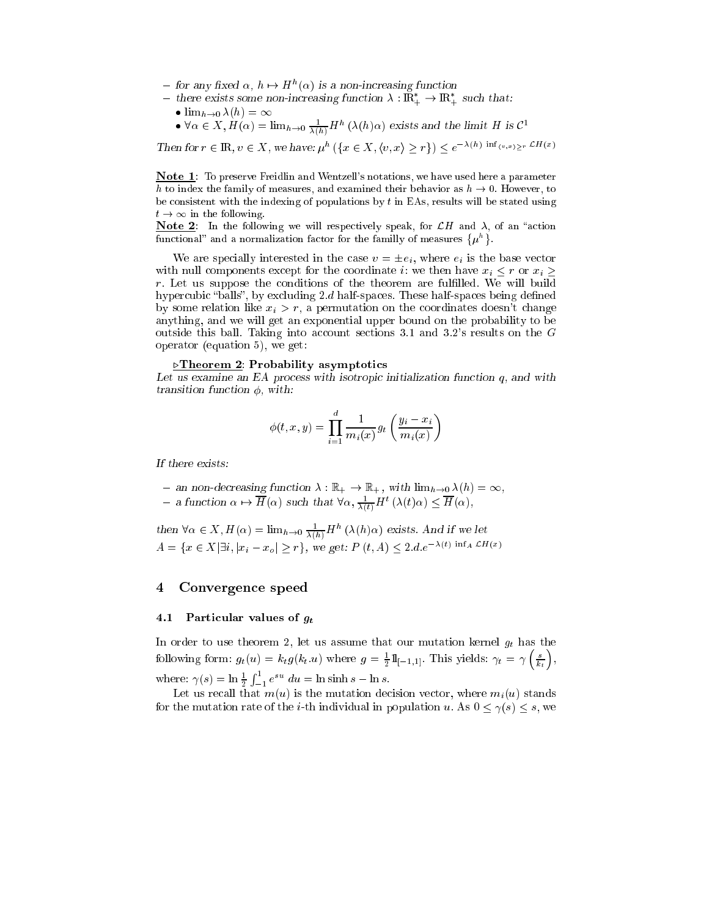- *for any fixed $\alpha$, $h \mapsto H^h(\alpha)$ is a non-increasing function*
- *there exists some non-increasing function $\lambda : \mathbb{R}_+^* \to \mathbb{R}_+^*$ such that:*
  - $\lim_{h\to 0} \lambda(h) = \infty$
  - $\forall \alpha \in X, H(\alpha) = \lim_{h\to 0} \frac{1}{\lambda(h)} H^h(\lambda(h)\alpha)$ *exists and the limit $H$ is $\mathcal{C}^1$*

*Then for $r \in \mathbb{R}, v \in X$, we have:* $\mu^h(\{x \in X, \langle v, x\rangle \geq r\}) \leq e^{-\lambda(h) \inf_{\langle v,x\rangle \geq r} \mathcal{L}H(x)}$

**Note 1**: To preserve Freidlin and Wentzell's notations, we have used here a parameter $h$ to index the family of measures, and examined their behavior as $h \to 0$. However, to be consistent with the indexing of populations by $t$ in EAs, results will be stated using $t \to \infty$ in the following.
**Note 2**: In the following we will respectively speak, for $\mathcal{L}H$ and $\lambda$, of an "action functional" and a normalization factor for the familly of measures $\{\mu^h\}$.

We are specially interested in the case $v = \pm e_i$, where $e_i$ is the base vector with null components except for the coordinate $i$: we then have $x_i \leq r$ or $x_i \geq r$. Let us suppose the conditions of the theorem are fulfilled. We will build hypercubic "balls", by excluding $2.d$ half-spaces. These half-spaces being defined by some relation like $x_i > r$, a permutation on the coordinates doesn't change anything, and we will get an exponential upper bound on the probability to be outside this ball. Taking into account sections 3.1 and 3.2's results on the $G$ operator (equation 5), we get:

▷**Theorem 2**: **Probability asymptotics**
*Let us examine an EA process with isotropic initialization function $q$, and with transition function $\phi$, with:*

$$\phi(t, x, y) = \prod_{i=1}^{d} \frac{1}{m_i(x)} g_t\left(\frac{y_i - x_i}{m_i(x)}\right)$$

*If there exists:*

- *an non-decreasing function $\lambda : \mathbb{R}_+ \to \mathbb{R}_+$, with $\lim_{h\to 0} \lambda(h) = \infty$,*
- *a function $\alpha \mapsto \overline{H}(\alpha)$ such that $\forall \alpha, \frac{1}{\lambda(t)} H^t(\lambda(t)\alpha) \leq \overline{H}(\alpha)$,*

*then $\forall \alpha \in X, H(\alpha) = \lim_{h\to 0} \frac{1}{\lambda(h)} H^h(\lambda(h)\alpha)$ exists. And if we let $A = \{x \in X | \exists i, |x_i - x_o| \geq r\}$, we get: $P(t, A) \leq 2.d.e^{-\lambda(t) \inf_A \mathcal{L}H(x)}$*

## 4 Convergence speed

### 4.1 Particular values of $g_t$

In order to use theorem 2, let us assume that our mutation kernel $g_t$ has the following form: $g_t(u) = k_t g(k_t.u)$ where $g = \frac{1}{2}\mathbb{1}_{[-1,1]}$. This yields: $\gamma_t = \gamma\left(\frac{s}{k_t}\right)$, where: $\gamma(s) = \ln \frac{1}{2}\int_{-1}^{1} e^{su}\, du = \ln \sinh s - \ln s$.

Let us recall that $m(u)$ is the mutation decision vector, where $m_i(u)$ stands for the mutation rate of the $i$-th individual in population $u$. As $0 \leq \gamma(s) \leq s$, we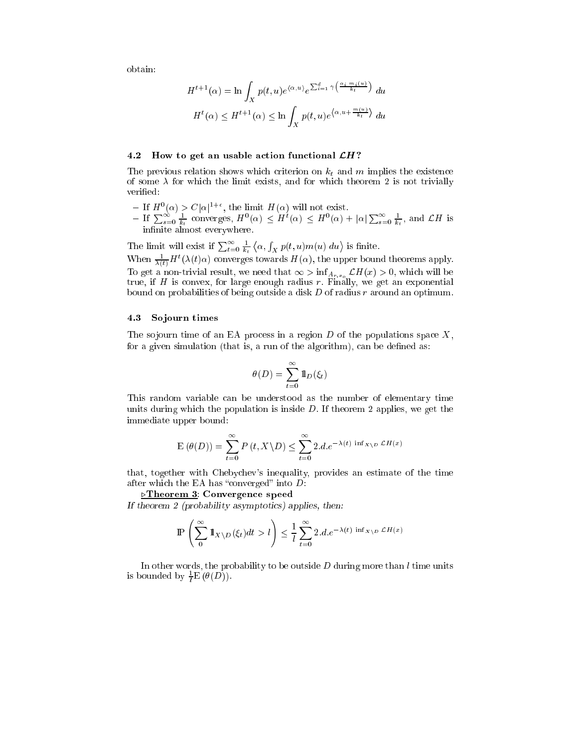obtain:

$$H^{t+1}(\alpha) = \ln \int_X p(t,u) e^{\langle \alpha, u \rangle} e^{\sum_{i=1}^d \gamma\left(\frac{\alpha_i \, m_i(u)}{k_t}\right)} \, du$$

$$H^t(\alpha) \leq H^{t+1}(\alpha) \leq \ln \int_X p(t,u) e^{\left\langle \alpha, u + \frac{m(u)}{k_t} \right\rangle} \, du$$

### 4.2 How to get an usable action functional $\mathcal{L}H$?

The previous relation shows which criterion on $k_t$ and $m$ implies the existence of some $\lambda$ for which the limit exists, and for which theorem 2 is not trivially verified:

- If $H^0(\alpha) > C|\alpha|^{1+\epsilon}$, the limit $H(\alpha)$ will not exist.
- If $\sum_{s=0}^{\infty} \frac{1}{k_t}$ converges, $H^0(\alpha) \leq H^t(\alpha) \leq H^0(\alpha) + |\alpha| \sum_{s=0}^{\infty} \frac{1}{k_t}$, and $\mathcal{L}H$ is infinite almost everywhere.

The limit will exist if $\sum_{t=0}^{\infty} \frac{1}{k_t} \left\langle \alpha, \int_X p(t,u) m(u) \, du \right\rangle$ is finite.

When $\frac{1}{\lambda(t)} H^t(\lambda(t)\alpha)$ converges towards $H(\alpha)$, the upper bound theorems apply. To get a non-trivial result, we need that $\infty > \inf_{A_{r,x_o}} \mathcal{L}H(x) > 0$, which will be true, if $H$ is convex, for large enough radius $r$. Finally, we get an exponential bound on probabilities of being outside a disk $D$ of radius $r$ around an optimum.

### 4.3 Sojourn times

The sojourn time of an EA process in a region $D$ of the populations space $X$, for a given simulation (that is, a run of the algorithm), can be defined as:

$$\theta(D) = \sum_{t=0}^{\infty} \mathbb{1}_D(\xi_t)$$

This random variable can be understood as the number of elementary time units during which the population is inside $D$. If theorem 2 applies, we get the immediate upper bound:

$$\mathrm{E}\left(\theta(D)\right) = \sum_{t=0}^{\infty} P\left(t, X \backslash D\right) \leq \sum_{t=0}^{\infty} 2.d.e^{-\lambda(t) \, \inf_{X \backslash D} \mathcal{L}H(x)}$$

that, together with Chebychev's inequality, provides an estimate of the time after which the EA has "converged" into $D$:

**▷Theorem 3**: **Convergence speed**

*If theorem 2 (probability asymptotics) applies, then:*

$$\mathbb{P}\left(\sum_{0}^{\infty} \mathbb{1}_{X \backslash D}(\xi_t) dt > l\right) \leq \frac{1}{l} \sum_{t=0}^{\infty} 2.d.e^{-\lambda(t) \, \inf_{X \backslash D} \mathcal{L}H(x)}$$

In other words, the probability to be outside $D$ during more than $l$ time units is bounded by $\frac{1}{l}\mathrm{E}\left(\theta(D)\right)$.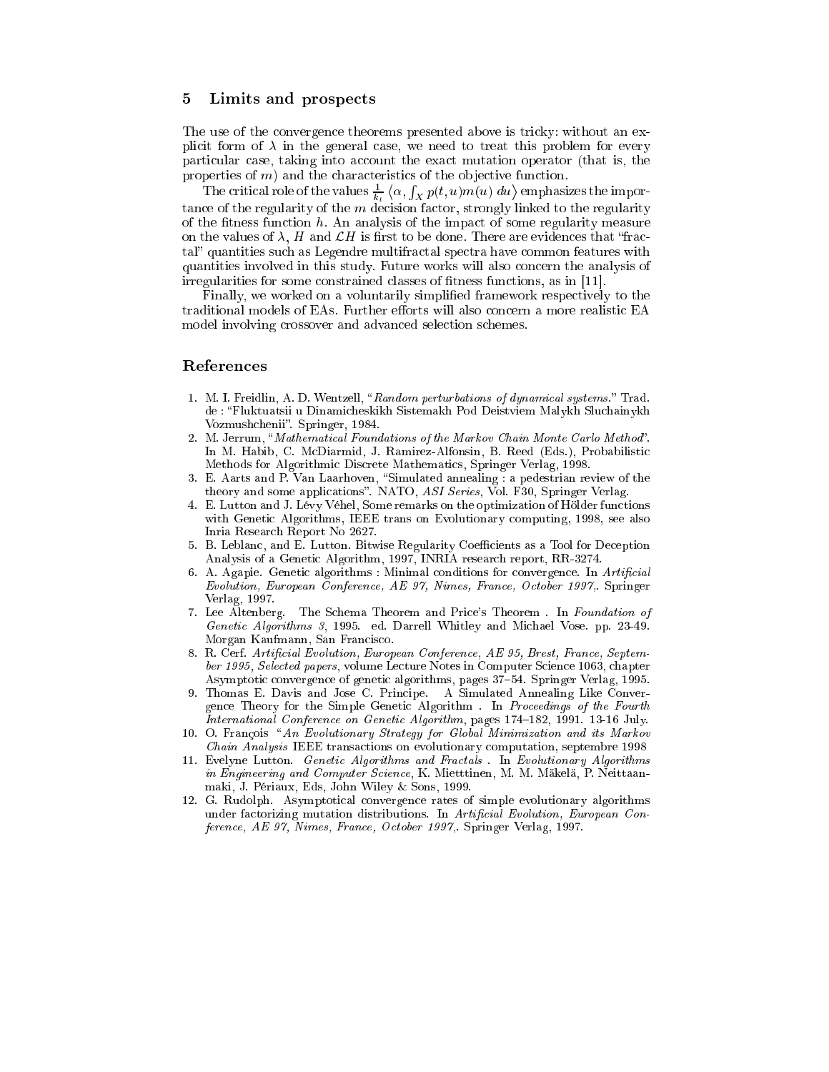## 5 Limits and prospects

The use of the convergence theorems presented above is tricky: without an explicit form of $\lambda$ in the general case, we need to treat this problem for every particular case, taking into account the exact mutation operator (that is, the properties of $m$) and the characteristics of the objective function.

The critical role of the values $\frac{1}{k_i}\left\langle \alpha, \int_X p(t,u)m(u)\ du \right\rangle$ emphasizes the importance of the regularity of the $m$ decision factor, strongly linked to the regularity of the fitness function $h$. An analysis of the impact of some regularity measure on the values of $\lambda$, $H$ and $\mathcal{L}H$ is first to be done. There are evidences that "fractal" quantities such as Legendre multifractal spectra have common features with quantities involved in this study. Future works will also concern the analysis of irregularities for some constrained classes of fitness functions, as in [11].

Finally, we worked on a voluntarily simplified framework respectively to the traditional models of EAs. Further efforts will also concern a more realistic EA model involving crossover and advanced selection schemes.

## References

1. M. I. Freidlin, A. D. Wentzell, "*Random perturbations of dynamical systems.*" Trad. de : "Fluktuatsii u Dinamicheskikh Sistemakh Pod Deistviem Malykh Sluchainykh Vozmushchenii". Springer, 1984.
2. M. Jerrum, "*Mathematical Foundations of the Markov Chain Monte Carlo Method*". In M. Habib, C. McDiarmid, J. Ramirez-Alfonsin, B. Reed (Eds.), Probabilistic Methods for Algorithmic Discrete Mathematics, Springer Verlag, 1998.
3. E. Aarts and P. Van Laarhoven, "Simulated annealing : a pedestrian review of the theory and some applications". NATO, *ASI Series*, Vol. F30, Springer Verlag.
4. E. Lutton and J. Lévy Véhel, Some remarks on the optimization of Hölder functions with Genetic Algorithms, IEEE trans on Evolutionary computing, 1998, see also Inria Research Report No 2627.
5. B. Leblanc, and E. Lutton. Bitwise Regularity Coefficients as a Tool for Deception Analysis of a Genetic Algorithm, 1997, INRIA research report, RR-3274.
6. A. Agapie. Genetic algorithms : Minimal conditions for convergence. In *Artificial Evolution, European Conference, AE 97, Nimes, France, October 1997,*. Springer Verlag, 1997.
7. Lee Altenberg. The Schema Theorem and Price's Theorem . In *Foundation of Genetic Algorithms 3*, 1995. ed. Darrell Whitley and Michael Vose. pp. 23-49. Morgan Kaufmann, San Francisco.
8. R. Cerf. *Artificial Evolution, European Conference, AE 95, Brest, France, September 1995, Selected papers*, volume Lecture Notes in Computer Science 1063, chapter Asymptotic convergence of genetic algorithms, pages 37–54. Springer Verlag, 1995.
9. Thomas E. Davis and Jose C. Principe. A Simulated Annealing Like Convergence Theory for the Simple Genetic Algorithm . In *Proceedings of the Fourth International Conference on Genetic Algorithm*, pages 174–182, 1991. 13-16 July.
10. O. François "*An Evolutionary Strategy for Global Minimization and its Markov Chain Analysis* IEEE transactions on evolutionary computation, septembre 1998
11. Evelyne Lutton. *Genetic Algorithms and Fractals* . In *Evolutionary Algorithms in Engineering and Computer Science*, K. Mietttinen, M. M. Mäkelä, P. Neittaanmaki, J. Périaux, Eds, John Wiley & Sons, 1999.
12. G. Rudolph. Asymptotical convergence rates of simple evolutionary algorithms under factorizing mutation distributions. In *Artificial Evolution, European Conference, AE 97, Nimes, France, October 1997,*. Springer Verlag, 1997.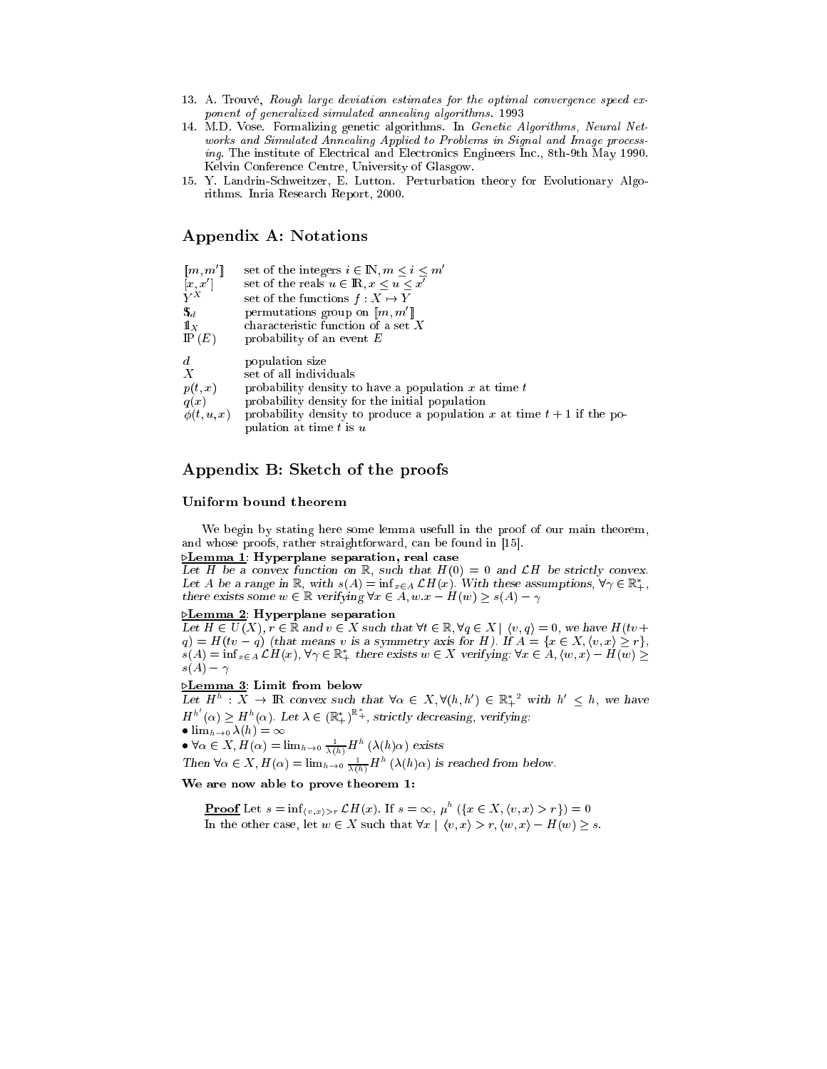13. A. Trouvé, *Rough large deviation estimates for the optimal convergence speed exponent of generalized simulated annealing algorithms.* 1993
14. M.D. Vose. Formalizing genetic algorithms. In *Genetic Algorithms, Neural Networks and Simulated Annealing Applied to Problems in Signal and Image processing.* The institute of Electrical and Electronics Engineers Inc., 8th-9th May 1990. Kelvin Conference Centre, University of Glasgow.
15. Y. Landrin-Schweitzer, E. Lutton. Perturbation theory for Evolutionary Algorithms. Inria Research Report, 2000.

## Appendix A: Notations

| | |
|---|---|
| $[\![m, m']\!]$ | set of the integers $i \in \mathbb{N}, m \leq i \leq m'$ |
| $[x, x']$ | set of the reals $u \in \mathbb{R}, x \leq u \leq x'$ |
| $Y^X$ | set of the functions $f : X \mapsto Y$ |
| $\mathfrak{S}_d$ | permutations group on $[\![m, m']\!]$ |
| $\mathbb{1}_X$ | characteristic function of a set $X$ |
| $\mathbb{P}(E)$ | probability of an event $E$ |
| $d$ | population size |
| $X$ | set of all individuals |
| $p(t, x)$ | probability density to have a population $x$ at time $t$ |
| $q(x)$ | probability density for the initial population |
| $\phi(t, u, x)$ | probability density to produce a population $x$ at time $t+1$ if the population at time $t$ is $u$ |

## Appendix B: Sketch of the proofs

### Uniform bound theorem

We begin by stating here some lemma usefull in the proof of our main theorem, and whose proofs, rather straightforward, can be found in [15].

**▷Lemma 1: Hyperplane separation, real case**

*Let $H$ be a convex function on $\mathbb{R}$, such that $H(0) = 0$ and $\mathcal{L}H$ be strictly convex. Let $A$ be a range in $\mathbb{R}$, with $s(A) = \inf_{x \in A} \mathcal{L}H(x)$. With these assumptions, $\forall \gamma \in \mathbb{R}_+^*$, there exists some $w \in \mathbb{R}$ verifying $\forall x \in A, w.x - H(w) \geq s(A) - \gamma$*

**▷Lemma 2: Hyperplane separation**

*Let $H \in U(X)$, $r \in \mathbb{R}$ and $v \in X$ such that $\forall t \in \mathbb{R}, \forall q \in X \mid \langle v, q \rangle = 0$, we have $H(tv + q) = H(tv - q)$ (that means $v$ is a symmetry axis for $H$). If $A = \{x \in X, \langle v, x \rangle \geq r\}$, $s(A) = \inf_{x \in A} \mathcal{L}H(x)$, $\forall \gamma \in \mathbb{R}_+^*$ there exists $w \in X$ verifying: $\forall x \in A, \langle w, x \rangle - H(w) \geq s(A) - \gamma$*

**▷Lemma 3: Limit from below**

*Let $H^h : X \to \mathbb{R}$ convex such that $\forall \alpha \in X, \forall (h, h') \in {\mathbb{R}_+^*}^2$ with $h' \leq h$, we have $H^{h'}(\alpha) \geq H^h(\alpha)$. Let $\lambda \in (\mathbb{R}_+^*)^{\mathbb{R}_+^*}$, strictly decreasing, verifying:*
- *$\lim_{h \to 0} \lambda(h) = \infty$*
- *$\forall \alpha \in X, H(\alpha) = \lim_{h \to 0} \frac{1}{\lambda(h)} H^h(\lambda(h)\alpha)$ exists*

*Then $\forall \alpha \in X, H(\alpha) = \lim_{h \to 0} \frac{1}{\lambda(h)} H^h(\lambda(h)\alpha)$ is reached from below.*

**We are now able to prove theorem 1:**

**Proof** Let $s = \inf_{\langle v, x \rangle > r} \mathcal{L}H(x)$. If $s = \infty$, $\mu^h(\{x \in X, \langle v, x \rangle > r\}) = 0$
In the other case, let $w \in X$ such that $\forall x \mid \langle v, x \rangle > r, \langle w, x \rangle - H(w) \geq s$.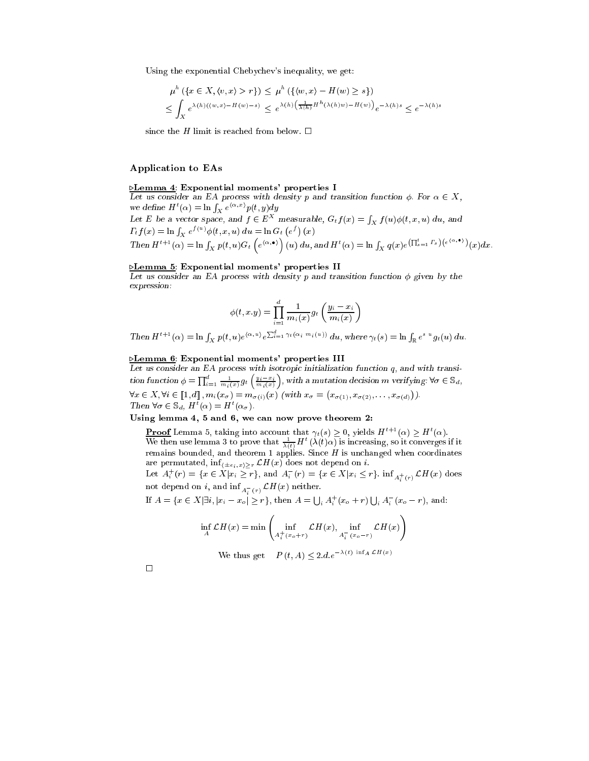Using the exponential Chebychev's inequality, we get:

$$\mu^h(\{x \in X, \langle v, x\rangle > r\}) \leq \mu^h(\{\langle w, x\rangle - H(w) \geq s\})$$
$$\leq \int_X e^{\lambda(h)(\langle w,x\rangle - H(w) - s)} \leq e^{\lambda(h)\left(\frac{1}{\lambda(h)} H^h(\lambda(h)w) - H(w)\right)} e^{-\lambda(h)s} \leq e^{-\lambda(h)s}$$

since the $H$ limit is reached from below. □

## Application to EAs

**▷Lemma 4: Exponential moments' properties I**
*Let us consider an EA process with density $p$ and transition function $\phi$. For $\alpha \in X$, we define $H^t(\alpha) = \ln \int_X e^{\langle \alpha, x\rangle} p(t, y) dy$*
*Let $E$ be a vector space, and $f \in E^X$ measurable, $G_t f(x) = \int_X f(u)\phi(t, x, u)\, du$, and $\Gamma_t f(x) = \ln \int_X e^{f(u)}\phi(t, x, u)\, du = \ln G_t\left(e^f\right)(x)$*
*Then $H^{t+1}(\alpha) = \ln \int_X p(t, u) G_t\left(e^{\langle \alpha, \bullet\rangle}\right)(u)\, du$, and $H^t(\alpha) = \ln \int_X q(x) e^{\left(\prod_{s=1}^t \Gamma_s\right)\left(e^{\langle \alpha, \bullet\rangle}\right)}(x) dx$.*

**▷Lemma 5: Exponential moments' properties II**
*Let us consider an EA process with density $p$ and transition function $\phi$ given by the expression:*

$$\phi(t, x.y) = \prod_{i=1}^{d} \frac{1}{m_i(x)} g_t\left(\frac{y_i - x_i}{m_i(x)}\right)$$

*Then $H^{t+1}(\alpha) = \ln \int_X p(t, u) e^{\langle \alpha, u\rangle} e^{\sum_{i=1}^d \gamma_t(\alpha_i\ m_i(u))}\, du$, where $\gamma_t(s) = \ln \int_{\mathbb{R}} e^{s\ u} g_t(u)\, du$.*

**▷Lemma 6: Exponential moments' properties III**
*Let us consider an EA process with isotropic initialization function $q$, and with transition function $\phi = \prod_{i=1}^d \frac{1}{m_i(x)} g_t\left(\frac{y_i - x_i}{m_i(x)}\right)$, with a mutation decision $m$ verifying: $\forall \sigma \in \mathbb{S}_d$, $\forall x \in X, \forall i \in [\![1, d]\!], m_i(x_\sigma) = m_{\sigma(i)}(x)$ (with $x_\sigma = \left(x_{\sigma(1)}, x_{\sigma(2)}, \ldots, x_{\sigma(d)}\right)$).*
*Then $\forall \sigma \in \mathbb{S}_d$, $H^t(\alpha) = H^t(\alpha_\sigma)$.*

**Using lemma 4, 5 and 6, we can now prove theorem 2:**

**Proof** Lemma 5, taking into account that $\gamma_t(s) \geq 0$, yields $H^{t+1}(\alpha) \geq H^t(\alpha)$. We then use lemma 3 to prove that $\frac{1}{\lambda(t)} H^t(\lambda(t)\alpha)$ is increasing, so it converges if it remains bounded, and theorem 1 applies. Since $H$ is unchanged when coordinates are permutated, $\inf_{\langle \pm e_i, x\rangle \geq r} \mathcal{L}H(x)$ does not depend on $i$.
Let $A_i^+(r) = \{x \in X | x_i \geq r\}$, and $A_i^-(r) = \{x \in X | x_i \leq r\}$. $\inf_{A_i^+(r)} \mathcal{L}H(x)$ does not depend on $i$, and $\inf_{A_i^-(r)} \mathcal{L}H(x)$ neither.
If $A = \{x \in X | \exists i, |x_i - x_o| \geq r\}$, then $A = \bigcup_i A_i^+(x_o + r) \bigcup_i A_i^-(x_o - r)$, and:

$$\inf_A \mathcal{L}H(x) = \min\left(\inf_{A_i^+(x_o+r)} \mathcal{L}H(x), \inf_{A_i^-(x_o-r)} \mathcal{L}H(x)\right)$$

We thus get $\quad P(t, A) \leq 2.d.e^{-\lambda(t)\ \inf_A \mathcal{L}H(x)}$

□